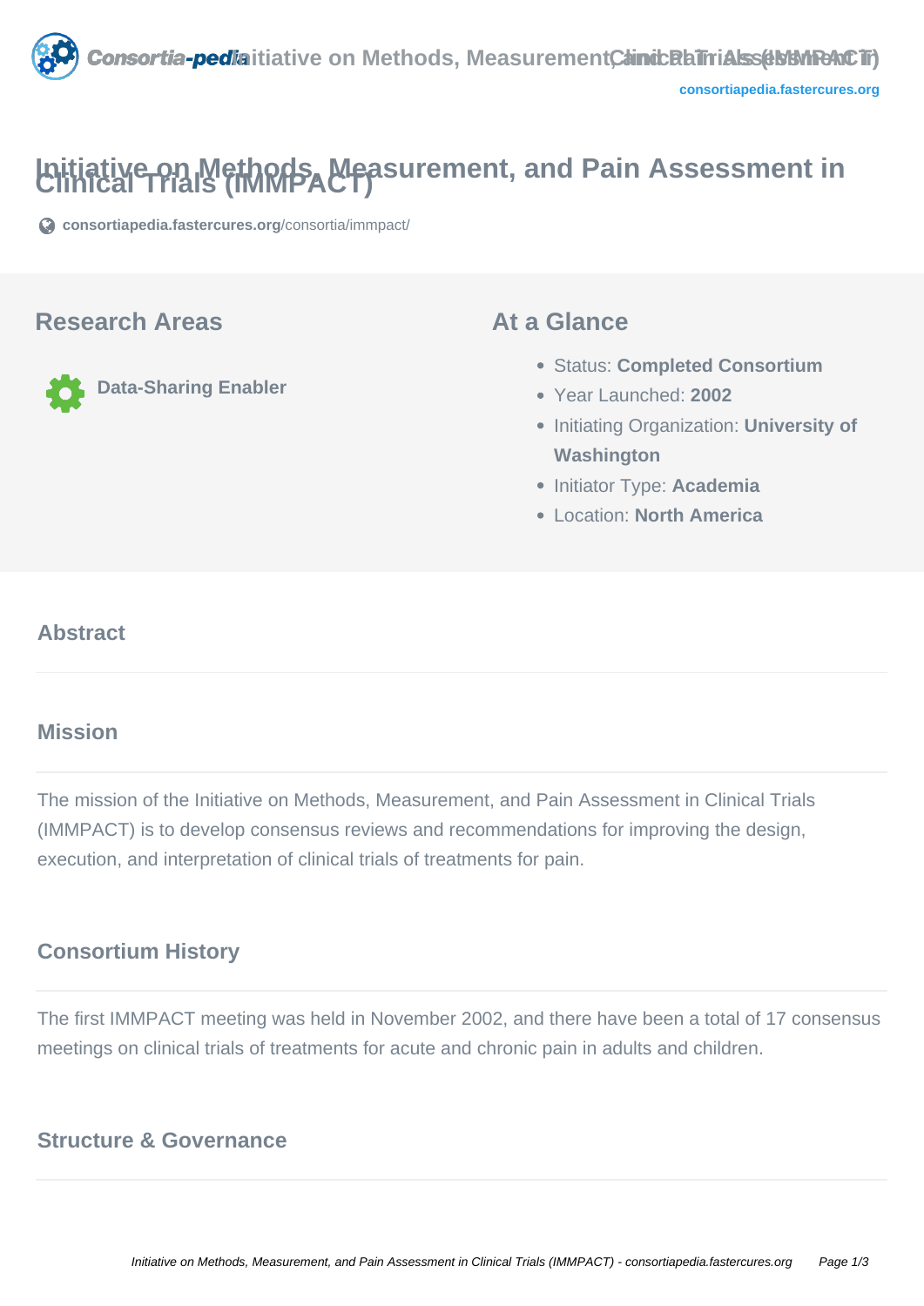# Initiative on Methods, Measurement, and Pain Assessment in Clinical Trials (IMMPACT)

consortiapedia.fastercures.org/consortia/immpact/

## Research Areas

Data-Sharing Enabler

## At a Glance

- Status: **Completed Consortium**
- Year Launched: **2002**
- Initiating Organization: **University of Washington**
- Initiator Type: **Academia**
- Location: **North America**

## Abstract

## Mission

The mission of the Initiative on Methods, Measurement, and Pain Assessment in Clinical Trials (IMMPACT) is to develop consensus reviews and recommendations for improving the design, execution, and interpretation of clinical trials of treatments for pain.

## Consortium History

The first IMMPACT meeting was held in November 2002, and there have been a total of 17 consensus meetings on clinical trials of treatments for acute and chronic pain in adults and children.

## Structure & Governance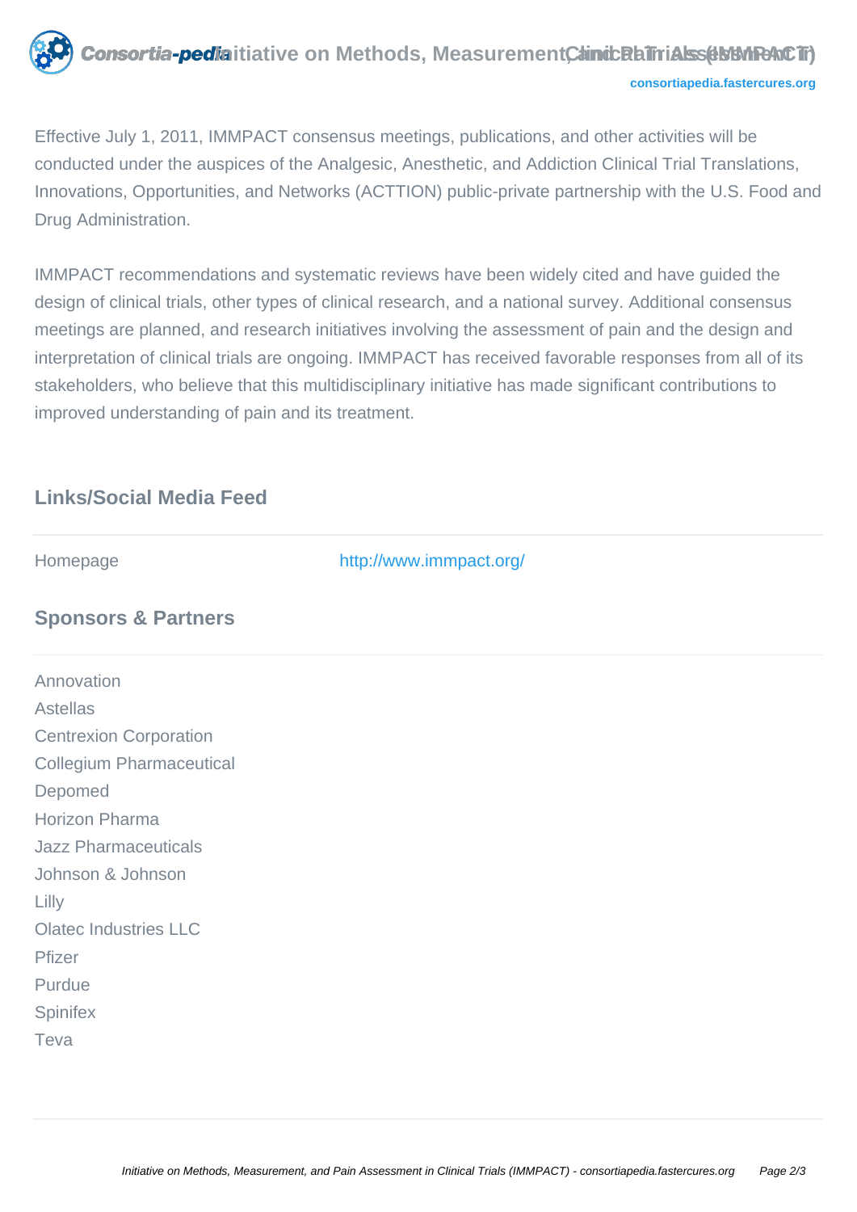Effective July 1, 2011, IMMPACT consensus meetings, publications, and other activities will be conducted under the auspices of the Analgesic, Anesthetic, and Addiction Clinical Trial Translations, Innovations, Opportunities, and Networks (ACTTION) public-private partnership with the U.S. Food and Drug Administration.

IMMPACT recommendations and systematic reviews have been widely cited and have guided the design of clinical trials, other types of clinical research, and a national survey. Additional consensus meetings are planned, and research initiatives involving the assessment of pain and the design and interpretation of clinical trials are ongoing. IMMPACT has received favorable responses from all of its stakeholders, who believe that this multidisciplinary initiative has made significant contributions to improved understanding of pain and its treatment.

## Links/Social Media Feed

| | |
|---|---|
| Homepage | http://www.immpact.org/ |

## Sponsors & Partners

Annovation
Astellas
Centrexion Corporation
Collegium Pharmaceutical
Depomed
Horizon Pharma
Jazz Pharmaceuticals
Johnson & Johnson
Lilly
Olatec Industries LLC
Pfizer
Purdue
Spinifex
Teva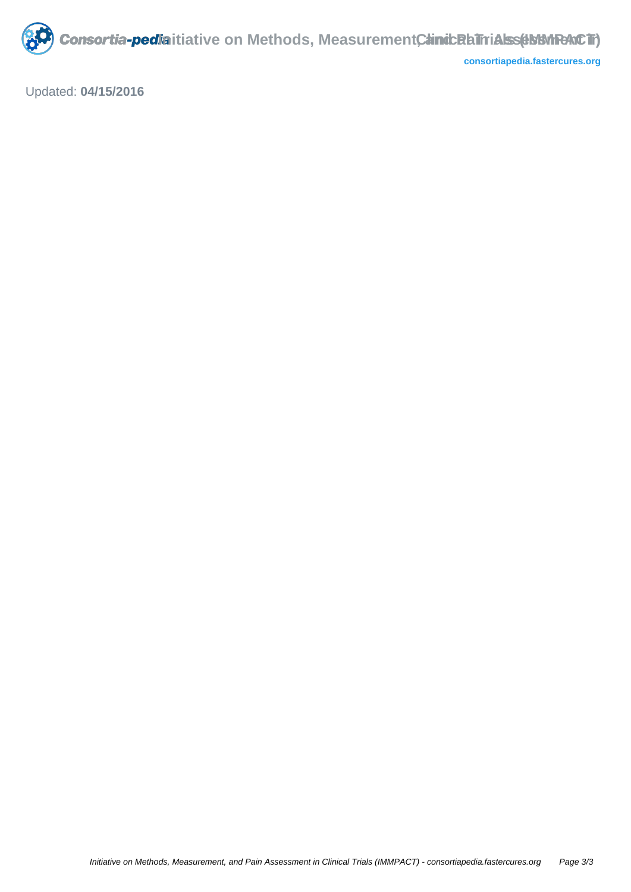Updated: **04/15/2016**